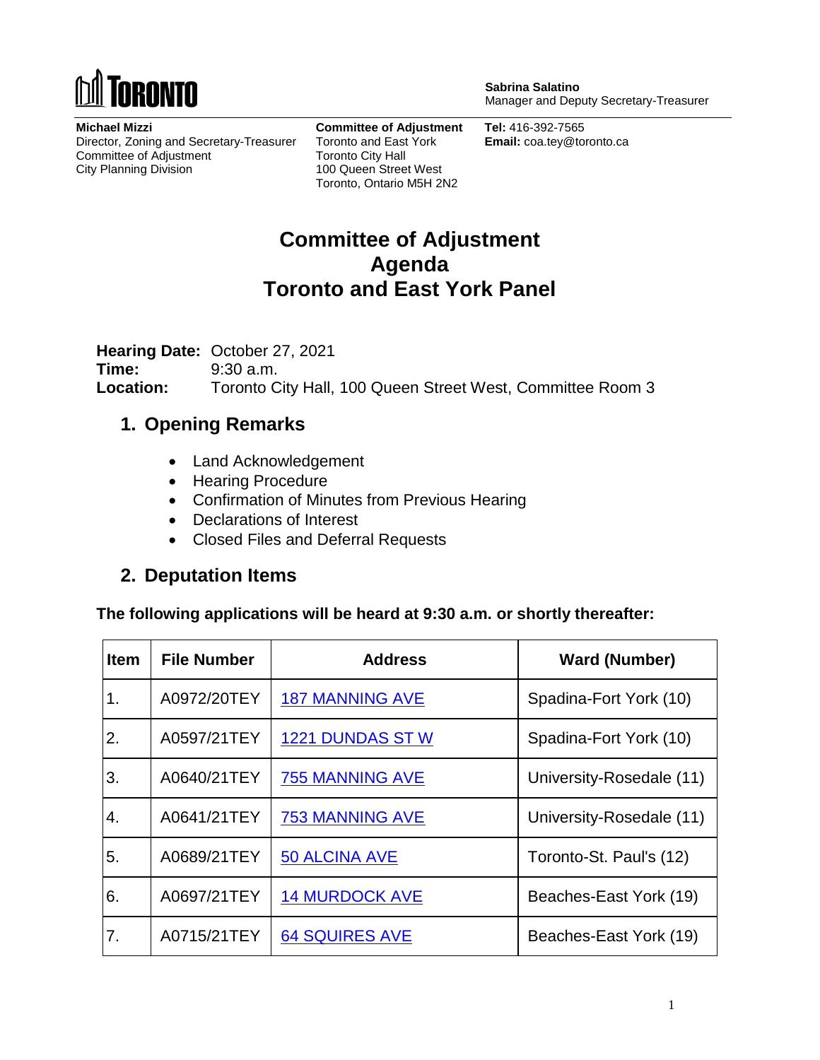TORONTO

**Sabrina Salatino**
Manager and Deputy Secretary-Treasurer

**Michael Mizzi**
Director, Zoning and Secretary-Treasurer
Committee of Adjustment
City Planning Division

**Committee of Adjustment**
Toronto and East York
Toronto City Hall
100 Queen Street West
Toronto, Ontario M5H 2N2

**Tel:** 416-392-7565
**Email:** coa.tey@toronto.ca

# Committee of Adjustment Agenda Toronto and East York Panel

**Hearing Date:** October 27, 2021
**Time:** 9:30 a.m.
**Location:** Toronto City Hall, 100 Queen Street West, Committee Room 3

## 1. Opening Remarks

- Land Acknowledgement
- Hearing Procedure
- Confirmation of Minutes from Previous Hearing
- Declarations of Interest
- Closed Files and Deferral Requests

## 2. Deputation Items

**The following applications will be heard at 9:30 a.m. or shortly thereafter:**

| Item | File Number | Address | Ward (Number) |
|---|---|---|---|
| 1. | A0972/20TEY | 187 MANNING AVE | Spadina-Fort York (10) |
| 2. | A0597/21TEY | 1221 DUNDAS ST W | Spadina-Fort York (10) |
| 3. | A0640/21TEY | 755 MANNING AVE | University-Rosedale (11) |
| 4. | A0641/21TEY | 753 MANNING AVE | University-Rosedale (11) |
| 5. | A0689/21TEY | 50 ALCINA AVE | Toronto-St. Paul's (12) |
| 6. | A0697/21TEY | 14 MURDOCK AVE | Beaches-East York (19) |
| 7. | A0715/21TEY | 64 SQUIRES AVE | Beaches-East York (19) |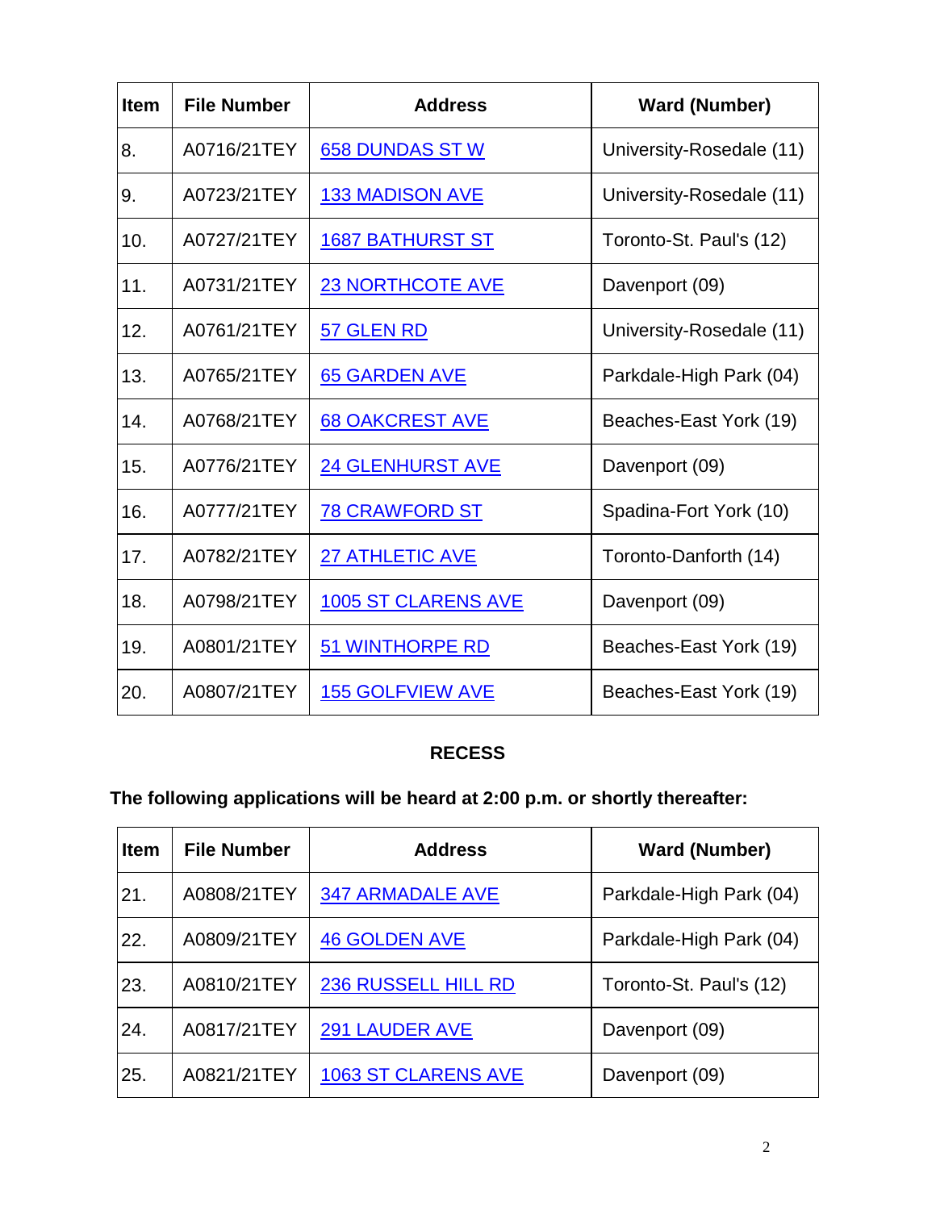| Item | File Number | Address | Ward (Number) |
|---|---|---|---|
| 8. | A0716/21TEY | 658 DUNDAS ST W | University-Rosedale (11) |
| 9. | A0723/21TEY | 133 MADISON AVE | University-Rosedale (11) |
| 10. | A0727/21TEY | 1687 BATHURST ST | Toronto-St. Paul's (12) |
| 11. | A0731/21TEY | 23 NORTHCOTE AVE | Davenport (09) |
| 12. | A0761/21TEY | 57 GLEN RD | University-Rosedale (11) |
| 13. | A0765/21TEY | 65 GARDEN AVE | Parkdale-High Park (04) |
| 14. | A0768/21TEY | 68 OAKCREST AVE | Beaches-East York (19) |
| 15. | A0776/21TEY | 24 GLENHURST AVE | Davenport (09) |
| 16. | A0777/21TEY | 78 CRAWFORD ST | Spadina-Fort York (10) |
| 17. | A0782/21TEY | 27 ATHLETIC AVE | Toronto-Danforth (14) |
| 18. | A0798/21TEY | 1005 ST CLARENS AVE | Davenport (09) |
| 19. | A0801/21TEY | 51 WINTHORPE RD | Beaches-East York (19) |
| 20. | A0807/21TEY | 155 GOLFVIEW AVE | Beaches-East York (19) |

**RECESS**

**The following applications will be heard at 2:00 p.m. or shortly thereafter:**

| Item | File Number | Address | Ward (Number) |
|---|---|---|---|
| 21. | A0808/21TEY | 347 ARMADALE AVE | Parkdale-High Park (04) |
| 22. | A0809/21TEY | 46 GOLDEN AVE | Parkdale-High Park (04) |
| 23. | A0810/21TEY | 236 RUSSELL HILL RD | Toronto-St. Paul's (12) |
| 24. | A0817/21TEY | 291 LAUDER AVE | Davenport (09) |
| 25. | A0821/21TEY | 1063 ST CLARENS AVE | Davenport (09) |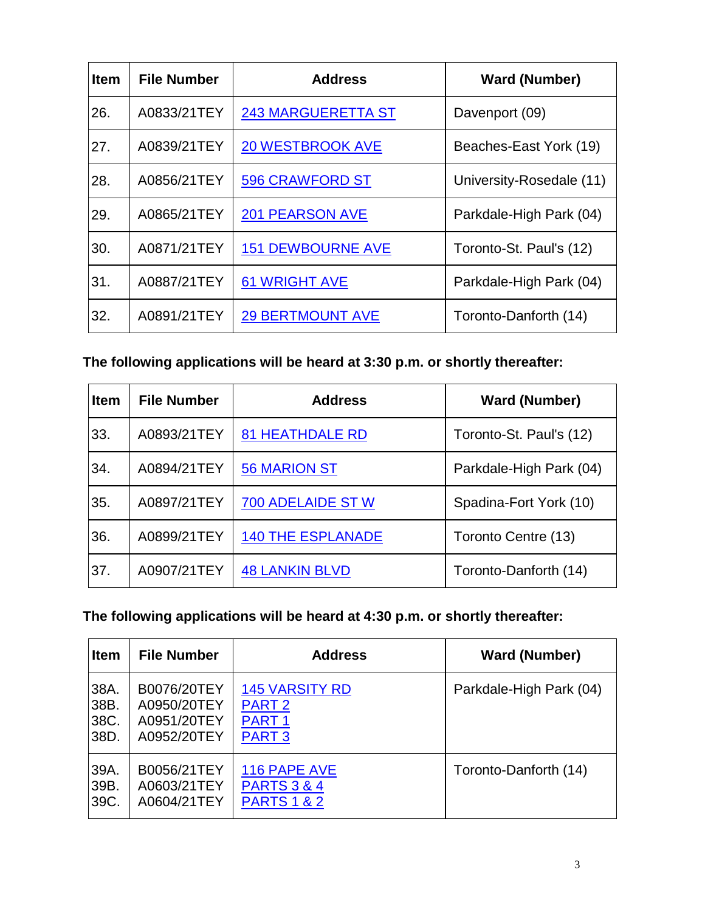| Item | File Number | Address | Ward (Number) |
|---|---|---|---|
| 26. | A0833/21TEY | 243 MARGUERETTA ST | Davenport (09) |
| 27. | A0839/21TEY | 20 WESTBROOK AVE | Beaches-East York (19) |
| 28. | A0856/21TEY | 596 CRAWFORD ST | University-Rosedale (11) |
| 29. | A0865/21TEY | 201 PEARSON AVE | Parkdale-High Park (04) |
| 30. | A0871/21TEY | 151 DEWBOURNE AVE | Toronto-St. Paul's (12) |
| 31. | A0887/21TEY | 61 WRIGHT AVE | Parkdale-High Park (04) |
| 32. | A0891/21TEY | 29 BERTMOUNT AVE | Toronto-Danforth (14) |

**The following applications will be heard at 3:30 p.m. or shortly thereafter:**

| Item | File Number | Address | Ward (Number) |
|---|---|---|---|
| 33. | A0893/21TEY | 81 HEATHDALE RD | Toronto-St. Paul's (12) |
| 34. | A0894/21TEY | 56 MARION ST | Parkdale-High Park (04) |
| 35. | A0897/21TEY | 700 ADELAIDE ST W | Spadina-Fort York (10) |
| 36. | A0899/21TEY | 140 THE ESPLANADE | Toronto Centre (13) |
| 37. | A0907/21TEY | 48 LANKIN BLVD | Toronto-Danforth (14) |

**The following applications will be heard at 4:30 p.m. or shortly thereafter:**

| Item | File Number | Address | Ward (Number) |
|---|---|---|---|
| 38A.<br>38B.<br>38C.<br>38D. | B0076/20TEY<br>A0950/20TEY<br>A0951/20TEY<br>A0952/20TEY | 145 VARSITY RD<br>PART 2<br>PART 1<br>PART 3 | Parkdale-High Park (04) |
| 39A.<br>39B.<br>39C. | B0056/21TEY<br>A0603/21TEY<br>A0604/21TEY | 116 PAPE AVE<br>PARTS 3 & 4<br>PARTS 1 & 2 | Toronto-Danforth (14) |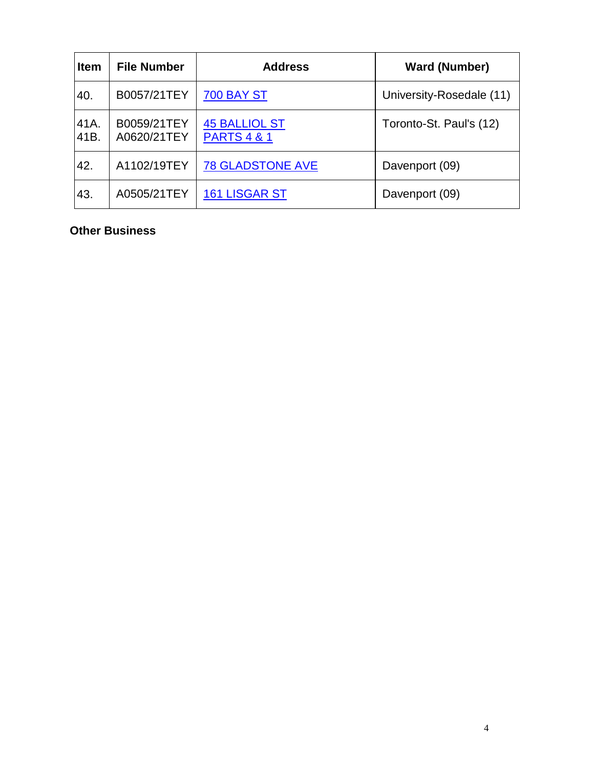| Item | File Number | Address | Ward (Number) |
|---|---|---|---|
| 40. | B0057/21TEY | 700 BAY ST | University-Rosedale (11) |
| 41A.<br>41B. | B0059/21TEY<br>A0620/21TEY | 45 BALLIOL ST<br>PARTS 4 & 1 | Toronto-St. Paul's (12) |
| 42. | A1102/19TEY | 78 GLADSTONE AVE | Davenport (09) |
| 43. | A0505/21TEY | 161 LISGAR ST | Davenport (09) |

**Other Business**